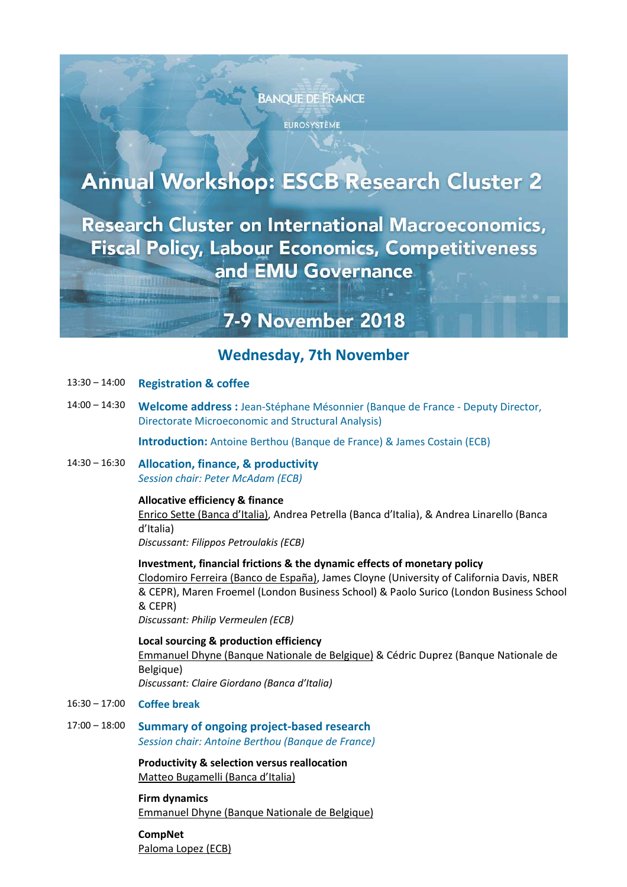BANQUE DE FRANCE

EUROSYSTÈME

# Annual Workshop: ESCB Research Cluster 2

## Research Cluster on International Macroeconomics, Fiscal Policy, Labour Economics, Competitiveness and EMU Governance

## 7-9 November 2018

## Wednesday, 7th November

13:30 – 14:00 **Registration & coffee**

14:00 – 14:30 **Welcome address :** Jean-Stéphane Mésonnier (Banque de France - Deputy Director, Directorate Microeconomic and Structural Analysis)

**Introduction:** Antoine Berthou (Banque de France) & James Costain (ECB)

14:30 – 16:30 **Allocation, finance, & productivity**
*Session chair: Peter McAdam (ECB)*

**Allocative efficiency & finance**
Enrico Sette (Banca d'Italia), Andrea Petrella (Banca d'Italia), & Andrea Linarello (Banca d'Italia)
*Discussant: Filippos Petroulakis (ECB)*

**Investment, financial frictions & the dynamic effects of monetary policy**
Clodomiro Ferreira (Banco de España), James Cloyne (University of California Davis, NBER & CEPR), Maren Froemel (London Business School) & Paolo Surico (London Business School & CEPR)
*Discussant: Philip Vermeulen (ECB)*

**Local sourcing & production efficiency**
Emmanuel Dhyne (Banque Nationale de Belgique) & Cédric Duprez (Banque Nationale de Belgique)
*Discussant: Claire Giordano (Banca d'Italia)*

16:30 – 17:00 **Coffee break**

17:00 – 18:00 **Summary of ongoing project-based research**
*Session chair: Antoine Berthou (Banque de France)*

**Productivity & selection versus reallocation**
Matteo Bugamelli (Banca d'Italia)

**Firm dynamics**
Emmanuel Dhyne (Banque Nationale de Belgique)

**CompNet**
Paloma Lopez (ECB)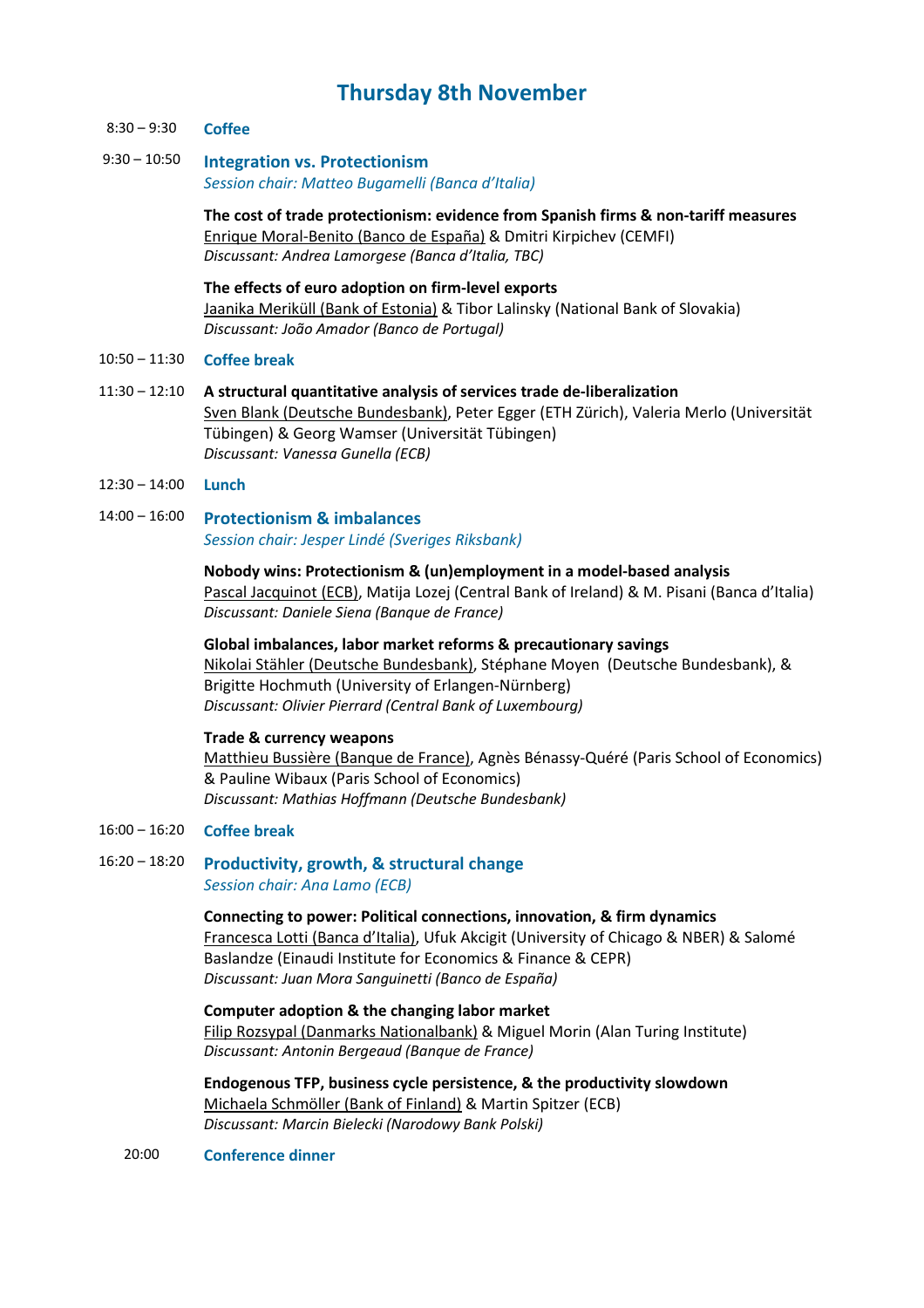# Thursday 8th November

8:30 – 9:30 **Coffee**

9:30 – 10:50 **Integration vs. Protectionism**
*Session chair: Matteo Bugamelli (Banca d'Italia)*

**The cost of trade protectionism: evidence from Spanish firms & non-tariff measures**
Enrique Moral-Benito (Banco de España) & Dmitri Kirpichev (CEMFI)
*Discussant: Andrea Lamorgese (Banca d'Italia, TBC)*

**The effects of euro adoption on firm-level exports**
Jaanika Meriküll (Bank of Estonia) & Tibor Lalinsky (National Bank of Slovakia)
*Discussant: João Amador (Banco de Portugal)*

10:50 – 11:30 **Coffee break**

11:30 – 12:10 **A structural quantitative analysis of services trade de-liberalization**
Sven Blank (Deutsche Bundesbank), Peter Egger (ETH Zürich), Valeria Merlo (Universität Tübingen) & Georg Wamser (Universität Tübingen)
*Discussant: Vanessa Gunella (ECB)*

12:30 – 14:00 **Lunch**

14:00 – 16:00 **Protectionism & imbalances**
*Session chair: Jesper Lindé (Sveriges Riksbank)*

**Nobody wins: Protectionism & (un)employment in a model-based analysis**
Pascal Jacquinot (ECB), Matija Lozej (Central Bank of Ireland) & M. Pisani (Banca d'Italia)
*Discussant: Daniele Siena (Banque de France)*

**Global imbalances, labor market reforms & precautionary savings**
Nikolai Stähler (Deutsche Bundesbank), Stéphane Moyen (Deutsche Bundesbank), & Brigitte Hochmuth (University of Erlangen-Nürnberg)
*Discussant: Olivier Pierrard (Central Bank of Luxembourg)*

**Trade & currency weapons**
Matthieu Bussière (Banque de France), Agnès Bénassy-Quéré (Paris School of Economics) & Pauline Wibaux (Paris School of Economics)
*Discussant: Mathias Hoffmann (Deutsche Bundesbank)*

16:00 – 16:20 **Coffee break**

16:20 – 18:20 **Productivity, growth, & structural change**
*Session chair: Ana Lamo (ECB)*

**Connecting to power: Political connections, innovation, & firm dynamics**
Francesca Lotti (Banca d'Italia), Ufuk Akcigit (University of Chicago & NBER) & Salomé Baslandze (Einaudi Institute for Economics & Finance & CEPR)
*Discussant: Juan Mora Sanguinetti (Banco de España)*

**Computer adoption & the changing labor market**
Filip Rozsypal (Danmarks Nationalbank) & Miguel Morin (Alan Turing Institute)
*Discussant: Antonin Bergeaud (Banque de France)*

**Endogenous TFP, business cycle persistence, & the productivity slowdown**
Michaela Schmöller (Bank of Finland) & Martin Spitzer (ECB)
*Discussant: Marcin Bielecki (Narodowy Bank Polski)*

20:00 **Conference dinner**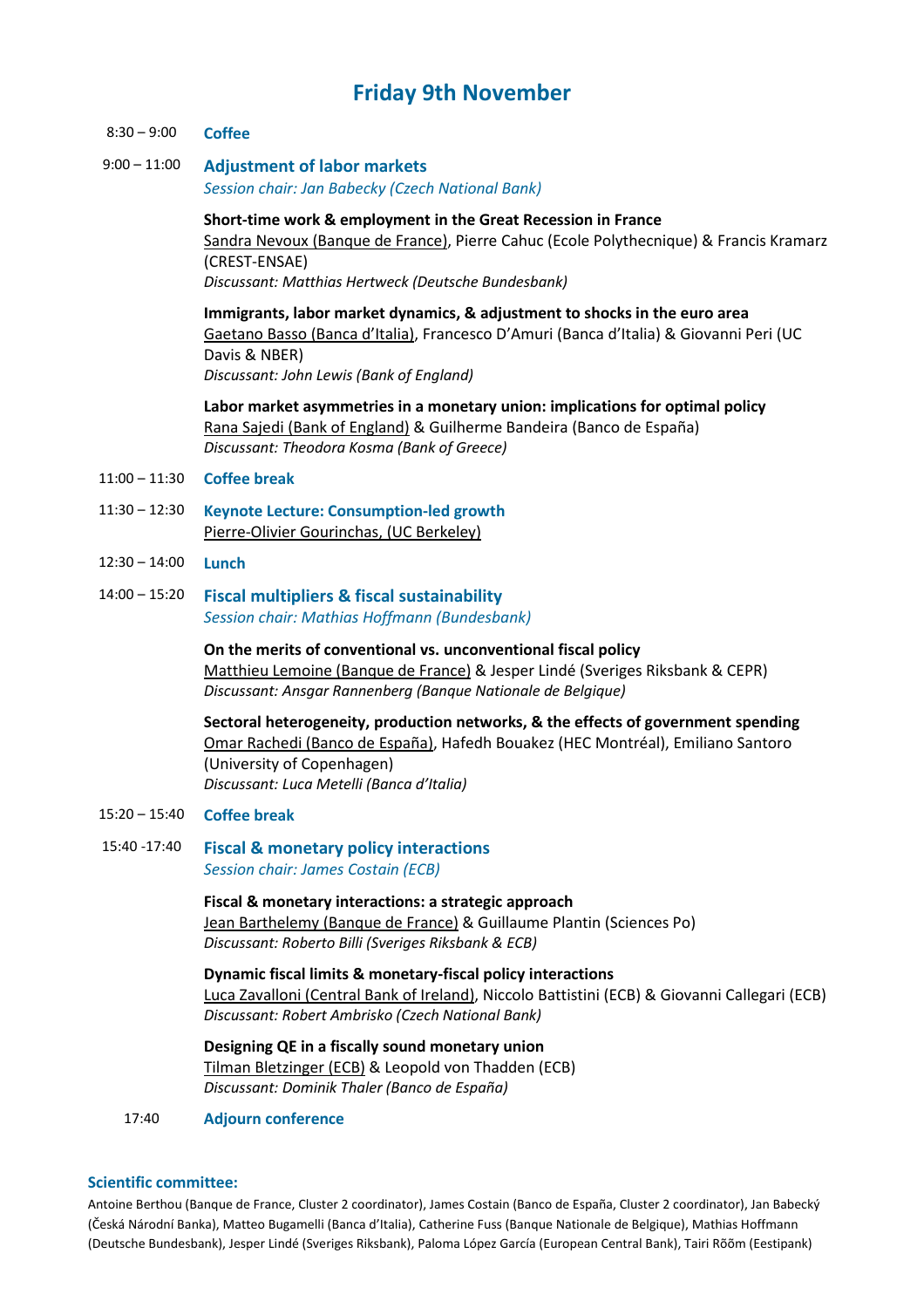## Friday 9th November

8:30 – 9:00 **Coffee**

9:00 – 11:00 **Adjustment of labor markets**
*Session chair: Jan Babecky (Czech National Bank)*

**Short-time work & employment in the Great Recession in France**
Sandra Nevoux (Banque de France), Pierre Cahuc (Ecole Polythecnique) & Francis Kramarz (CREST-ENSAE)
*Discussant: Matthias Hertweck (Deutsche Bundesbank)*

**Immigrants, labor market dynamics, & adjustment to shocks in the euro area**
Gaetano Basso (Banca d'Italia), Francesco D'Amuri (Banca d'Italia) & Giovanni Peri (UC Davis & NBER)
*Discussant: John Lewis (Bank of England)*

**Labor market asymmetries in a monetary union: implications for optimal policy**
Rana Sajedi (Bank of England) & Guilherme Bandeira (Banco de España)
*Discussant: Theodora Kosma (Bank of Greece)*

11:00 – 11:30 **Coffee break**

11:30 – 12:30 **Keynote Lecture: Consumption-led growth**
Pierre-Olivier Gourinchas, (UC Berkeley)

12:30 – 14:00 **Lunch**

14:00 – 15:20 **Fiscal multipliers & fiscal sustainability**
*Session chair: Mathias Hoffmann (Bundesbank)*

**On the merits of conventional vs. unconventional fiscal policy**
Matthieu Lemoine (Banque de France) & Jesper Lindé (Sveriges Riksbank & CEPR)
*Discussant: Ansgar Rannenberg (Banque Nationale de Belgique)*

**Sectoral heterogeneity, production networks, & the effects of government spending**
Omar Rachedi (Banco de España), Hafedh Bouakez (HEC Montréal), Emiliano Santoro (University of Copenhagen)
*Discussant: Luca Metelli (Banca d'Italia)*

15:20 – 15:40 **Coffee break**

15:40 -17:40 **Fiscal & monetary policy interactions**
*Session chair: James Costain (ECB)*

**Fiscal & monetary interactions: a strategic approach**
Jean Barthelemy (Banque de France) & Guillaume Plantin (Sciences Po)
*Discussant: Roberto Billi (Sveriges Riksbank & ECB)*

**Dynamic fiscal limits & monetary-fiscal policy interactions**
Luca Zavalloni (Central Bank of Ireland), Niccolo Battistini (ECB) & Giovanni Callegari (ECB)
*Discussant: Robert Ambrisko (Czech National Bank)*

**Designing QE in a fiscally sound monetary union**
Tilman Bletzinger (ECB) & Leopold von Thadden (ECB)
*Discussant: Dominik Thaler (Banco de España)*

17:40 **Adjourn conference**

### Scientific committee:

Antoine Berthou (Banque de France, Cluster 2 coordinator), James Costain (Banco de España, Cluster 2 coordinator), Jan Babecký (Česká Národní Banka), Matteo Bugamelli (Banca d'Italia), Catherine Fuss (Banque Nationale de Belgique), Mathias Hoffmann (Deutsche Bundesbank), Jesper Lindé (Sveriges Riksbank), Paloma López García (European Central Bank), Tairi Rõõm (Eestipank)